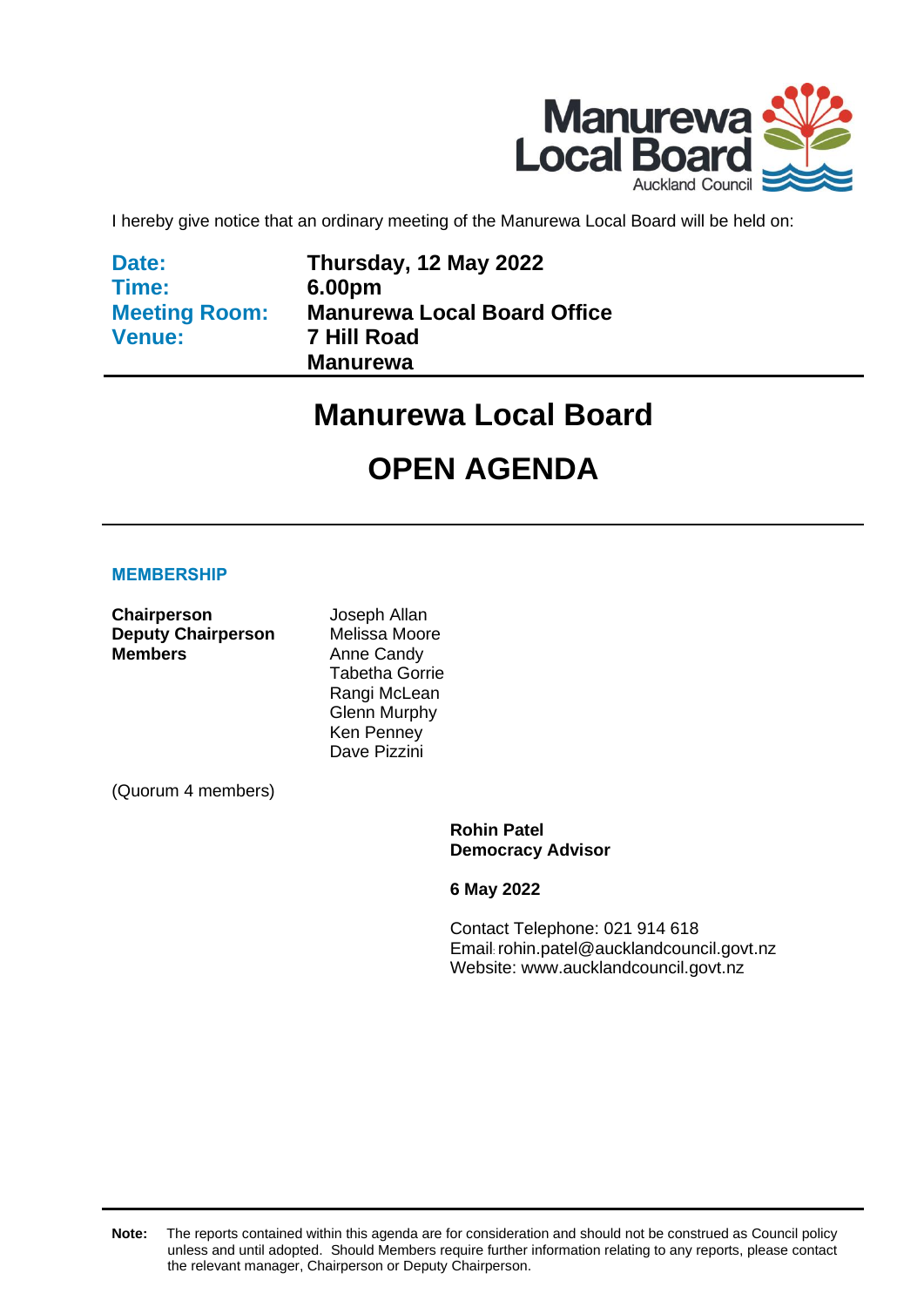I hereby give notice that an ordinary meeting of the Manurewa Local Board will be held on:

| | |
|---|---|
| **Date:** | **Thursday, 12 May 2022** |
| **Time:** | **6.00pm** |
| **Meeting Room:** | **Manurewa Local Board Office** |
| **Venue:** | **7 Hill Road** |
| | **Manurewa** |

# Manurewa Local Board

# OPEN AGENDA

## MEMBERSHIP

| | |
|---|---|
| **Chairperson** | Joseph Allan |
| **Deputy Chairperson** | Melissa Moore |
| **Members** | Anne Candy |
| | Tabetha Gorrie |
| | Rangi McLean |
| | Glenn Murphy |
| | Ken Penney |
| | Dave Pizzini |

(Quorum 4 members)

**Rohin Patel**
**Democracy Advisor**

**6 May 2022**

Contact Telephone: 021 914 618
Email: rohin.patel@aucklandcouncil.govt.nz
Website: www.aucklandcouncil.govt.nz

**Note:** The reports contained within this agenda are for consideration and should not be construed as Council policy unless and until adopted. Should Members require further information relating to any reports, please contact the relevant manager, Chairperson or Deputy Chairperson.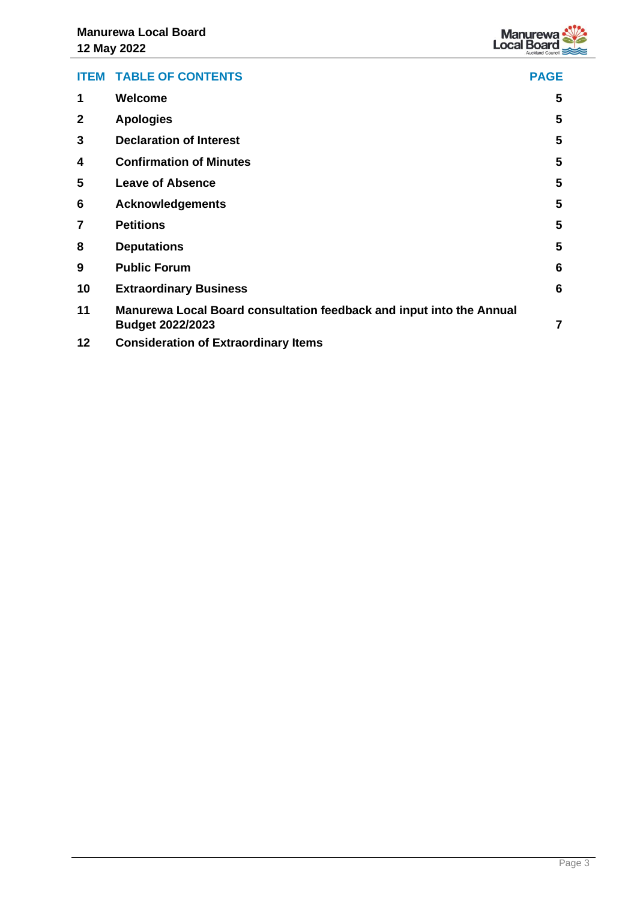| ITEM | TABLE OF CONTENTS | PAGE |
| --- | --- | --- |
| 1 | Welcome | 5 |
| 2 | Apologies | 5 |
| 3 | Declaration of Interest | 5 |
| 4 | Confirmation of Minutes | 5 |
| 5 | Leave of Absence | 5 |
| 6 | Acknowledgements | 5 |
| 7 | Petitions | 5 |
| 8 | Deputations | 5 |
| 9 | Public Forum | 6 |
| 10 | Extraordinary Business | 6 |
| 11 | Manurewa Local Board consultation feedback and input into the Annual Budget 2022/2023 | 7 |
| 12 | Consideration of Extraordinary Items | |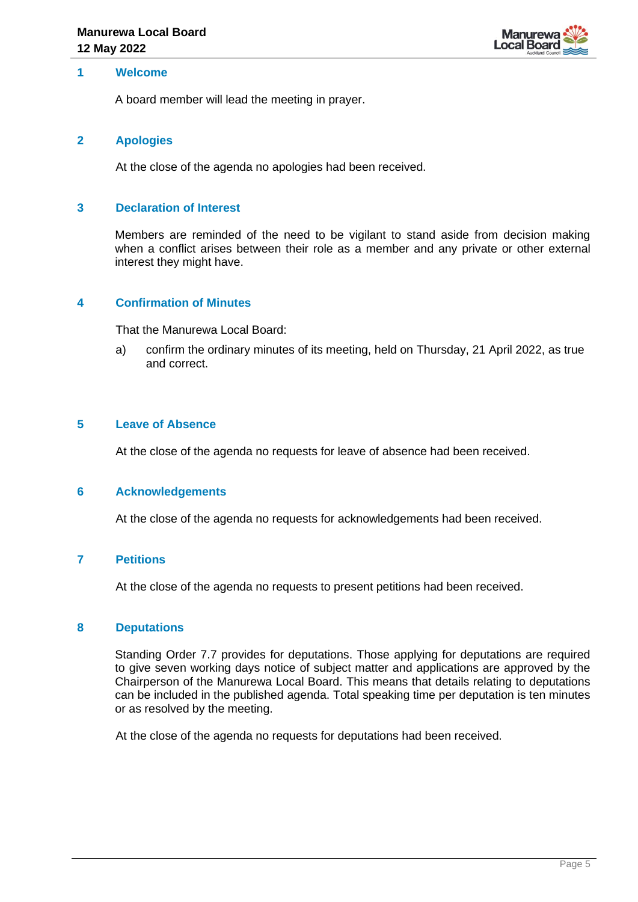## 1 Welcome

A board member will lead the meeting in prayer.

## 2 Apologies

At the close of the agenda no apologies had been received.

## 3 Declaration of Interest

Members are reminded of the need to be vigilant to stand aside from decision making when a conflict arises between their role as a member and any private or other external interest they might have.

## 4 Confirmation of Minutes

That the Manurewa Local Board:

a) confirm the ordinary minutes of its meeting, held on Thursday, 21 April 2022, as true and correct.

## 5 Leave of Absence

At the close of the agenda no requests for leave of absence had been received.

## 6 Acknowledgements

At the close of the agenda no requests for acknowledgements had been received.

## 7 Petitions

At the close of the agenda no requests to present petitions had been received.

## 8 Deputations

Standing Order 7.7 provides for deputations. Those applying for deputations are required to give seven working days notice of subject matter and applications are approved by the Chairperson of the Manurewa Local Board. This means that details relating to deputations can be included in the published agenda. Total speaking time per deputation is ten minutes or as resolved by the meeting.

At the close of the agenda no requests for deputations had been received.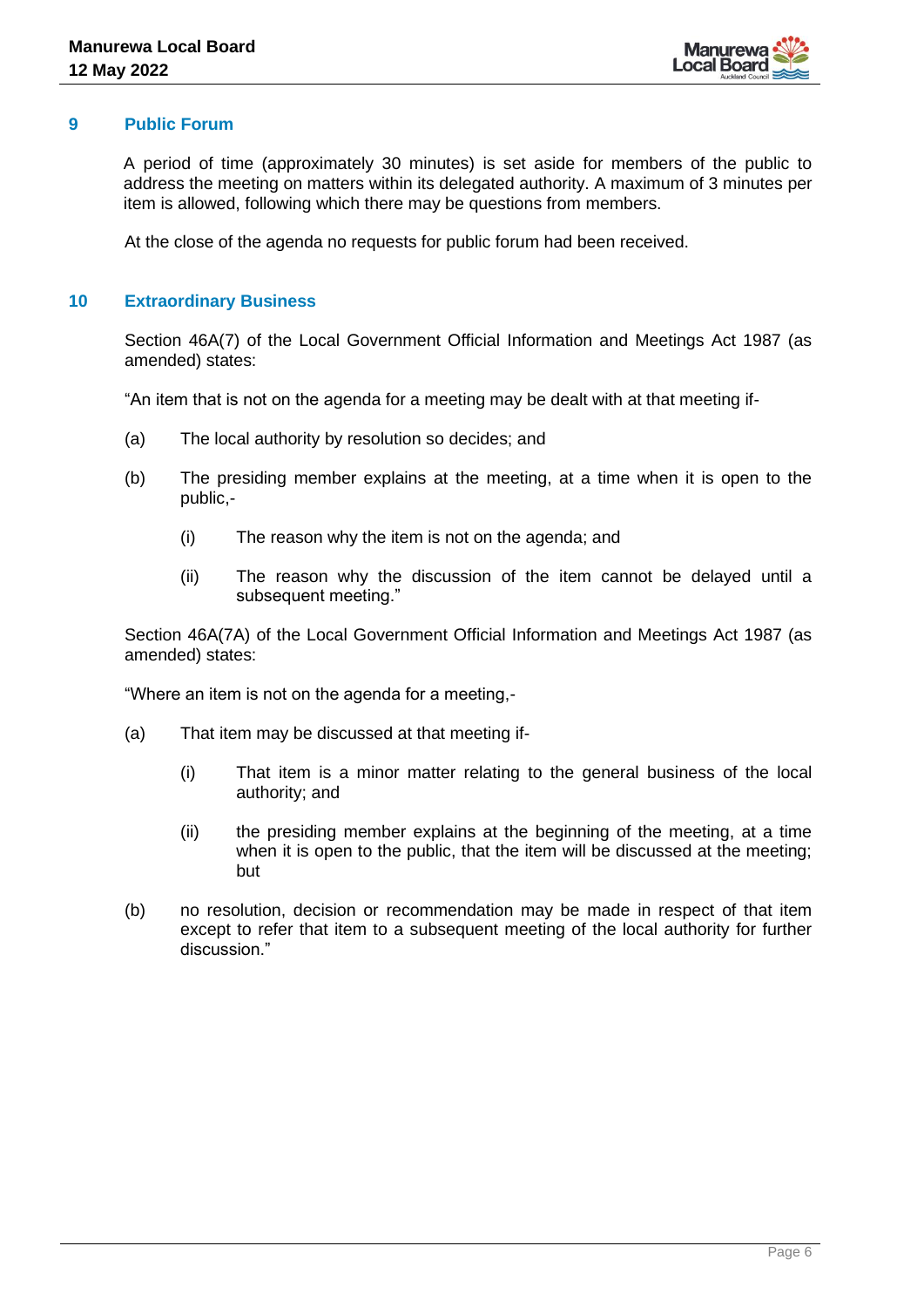## 9 Public Forum

A period of time (approximately 30 minutes) is set aside for members of the public to address the meeting on matters within its delegated authority. A maximum of 3 minutes per item is allowed, following which there may be questions from members.

At the close of the agenda no requests for public forum had been received.

## 10 Extraordinary Business

Section 46A(7) of the Local Government Official Information and Meetings Act 1987 (as amended) states:

"An item that is not on the agenda for a meeting may be dealt with at that meeting if-

(a) The local authority by resolution so decides; and

(b) The presiding member explains at the meeting, at a time when it is open to the public,-

  (i) The reason why the item is not on the agenda; and

  (ii) The reason why the discussion of the item cannot be delayed until a subsequent meeting."

Section 46A(7A) of the Local Government Official Information and Meetings Act 1987 (as amended) states:

"Where an item is not on the agenda for a meeting,-

(a) That item may be discussed at that meeting if-

  (i) That item is a minor matter relating to the general business of the local authority; and

  (ii) the presiding member explains at the beginning of the meeting, at a time when it is open to the public, that the item will be discussed at the meeting; but

(b) no resolution, decision or recommendation may be made in respect of that item except to refer that item to a subsequent meeting of the local authority for further discussion."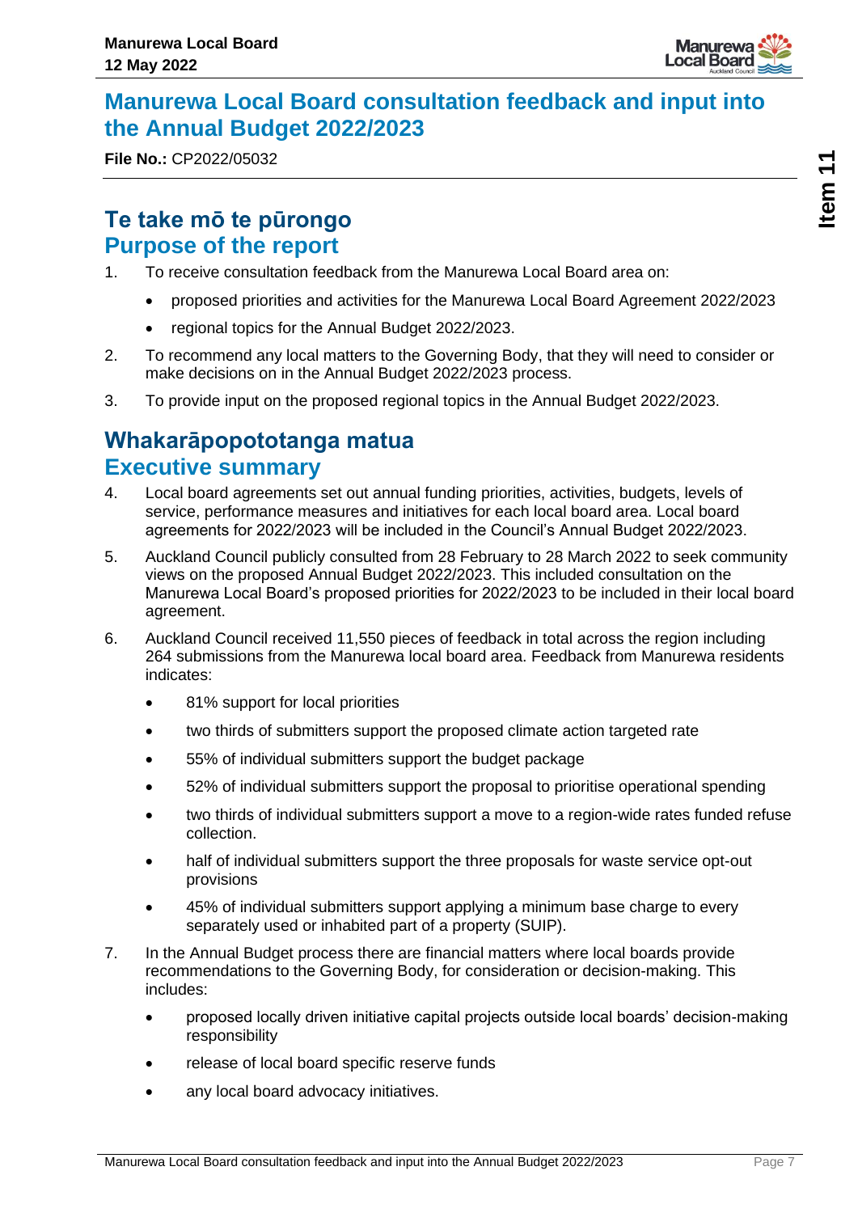# Manurewa Local Board consultation feedback and input into the Annual Budget 2022/2023

**File No.:** CP2022/05032

## Te take mō te pūrongo
## Purpose of the report

1. To receive consultation feedback from the Manurewa Local Board area on:
   - proposed priorities and activities for the Manurewa Local Board Agreement 2022/2023
   - regional topics for the Annual Budget 2022/2023.
2. To recommend any local matters to the Governing Body, that they will need to consider or make decisions on in the Annual Budget 2022/2023 process.
3. To provide input on the proposed regional topics in the Annual Budget 2022/2023.

## Whakarāpopototanga matua
## Executive summary

4. Local board agreements set out annual funding priorities, activities, budgets, levels of service, performance measures and initiatives for each local board area. Local board agreements for 2022/2023 will be included in the Council's Annual Budget 2022/2023.
5. Auckland Council publicly consulted from 28 February to 28 March 2022 to seek community views on the proposed Annual Budget 2022/2023. This included consultation on the Manurewa Local Board's proposed priorities for 2022/2023 to be included in their local board agreement.
6. Auckland Council received 11,550 pieces of feedback in total across the region including 264 submissions from the Manurewa local board area. Feedback from Manurewa residents indicates:
   - 81% support for local priorities
   - two thirds of submitters support the proposed climate action targeted rate
   - 55% of individual submitters support the budget package
   - 52% of individual submitters support the proposal to prioritise operational spending
   - two thirds of individual submitters support a move to a region-wide rates funded refuse collection.
   - half of individual submitters support the three proposals for waste service opt-out provisions
   - 45% of individual submitters support applying a minimum base charge to every separately used or inhabited part of a property (SUIP).
7. In the Annual Budget process there are financial matters where local boards provide recommendations to the Governing Body, for consideration or decision-making. This includes:
   - proposed locally driven initiative capital projects outside local boards' decision-making responsibility
   - release of local board specific reserve funds
   - any local board advocacy initiatives.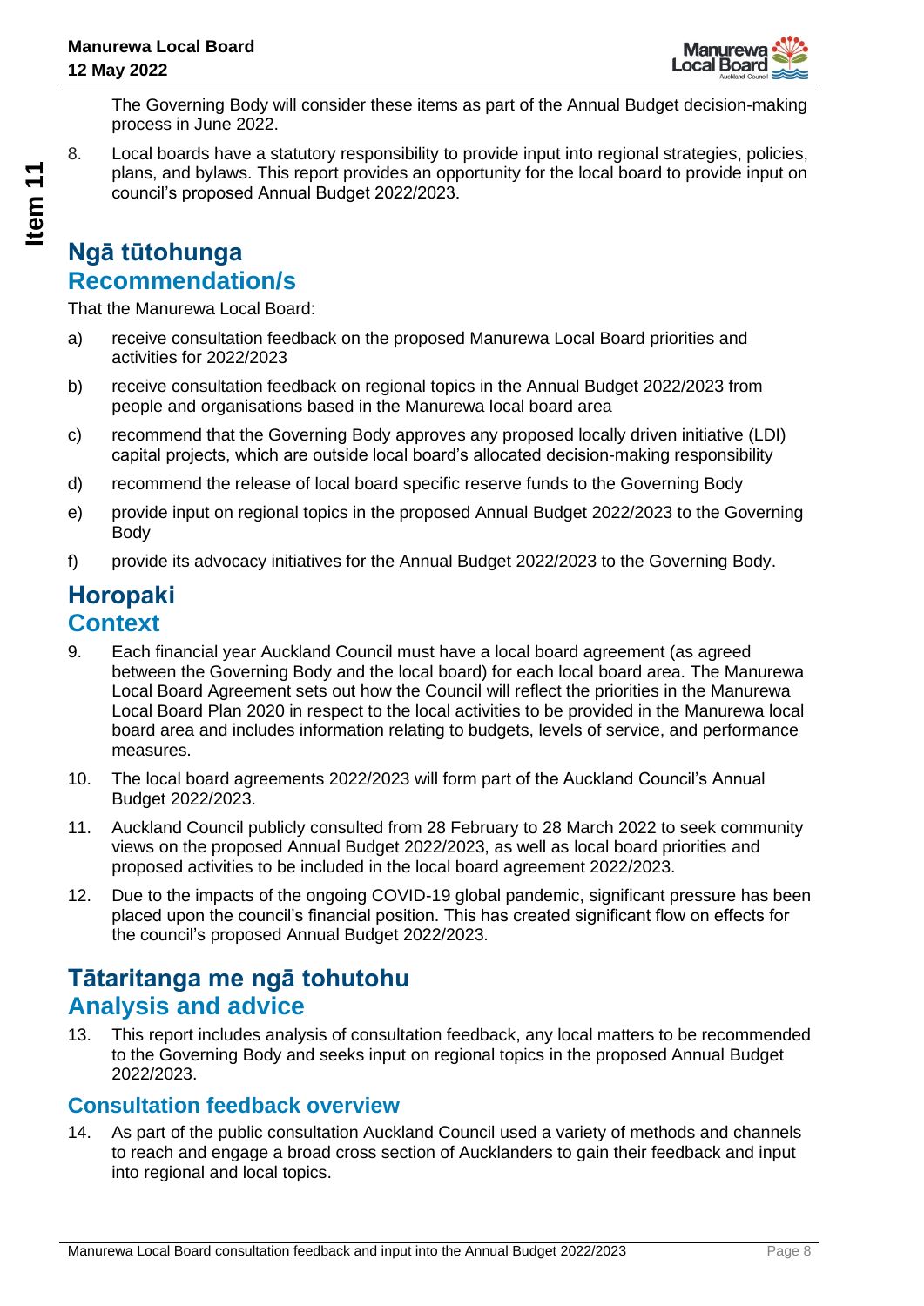The Governing Body will consider these items as part of the Annual Budget decision-making process in June 2022.

8. Local boards have a statutory responsibility to provide input into regional strategies, policies, plans, and bylaws. This report provides an opportunity for the local board to provide input on council's proposed Annual Budget 2022/2023.

## Ngā tūtohunga
## Recommendation/s

That the Manurewa Local Board:

a) receive consultation feedback on the proposed Manurewa Local Board priorities and activities for 2022/2023

b) receive consultation feedback on regional topics in the Annual Budget 2022/2023 from people and organisations based in the Manurewa local board area

c) recommend that the Governing Body approves any proposed locally driven initiative (LDI) capital projects, which are outside local board's allocated decision-making responsibility

d) recommend the release of local board specific reserve funds to the Governing Body

e) provide input on regional topics in the proposed Annual Budget 2022/2023 to the Governing Body

f) provide its advocacy initiatives for the Annual Budget 2022/2023 to the Governing Body.

## Horopaki
## Context

9. Each financial year Auckland Council must have a local board agreement (as agreed between the Governing Body and the local board) for each local board area. The Manurewa Local Board Agreement sets out how the Council will reflect the priorities in the Manurewa Local Board Plan 2020 in respect to the local activities to be provided in the Manurewa local board area and includes information relating to budgets, levels of service, and performance measures.

10. The local board agreements 2022/2023 will form part of the Auckland Council's Annual Budget 2022/2023.

11. Auckland Council publicly consulted from 28 February to 28 March 2022 to seek community views on the proposed Annual Budget 2022/2023, as well as local board priorities and proposed activities to be included in the local board agreement 2022/2023.

12. Due to the impacts of the ongoing COVID-19 global pandemic, significant pressure has been placed upon the council's financial position. This has created significant flow on effects for the council's proposed Annual Budget 2022/2023.

## Tātaritanga me ngā tohutohu
## Analysis and advice

13. This report includes analysis of consultation feedback, any local matters to be recommended to the Governing Body and seeks input on regional topics in the proposed Annual Budget 2022/2023.

### Consultation feedback overview

14. As part of the public consultation Auckland Council used a variety of methods and channels to reach and engage a broad cross section of Aucklanders to gain their feedback and input into regional and local topics.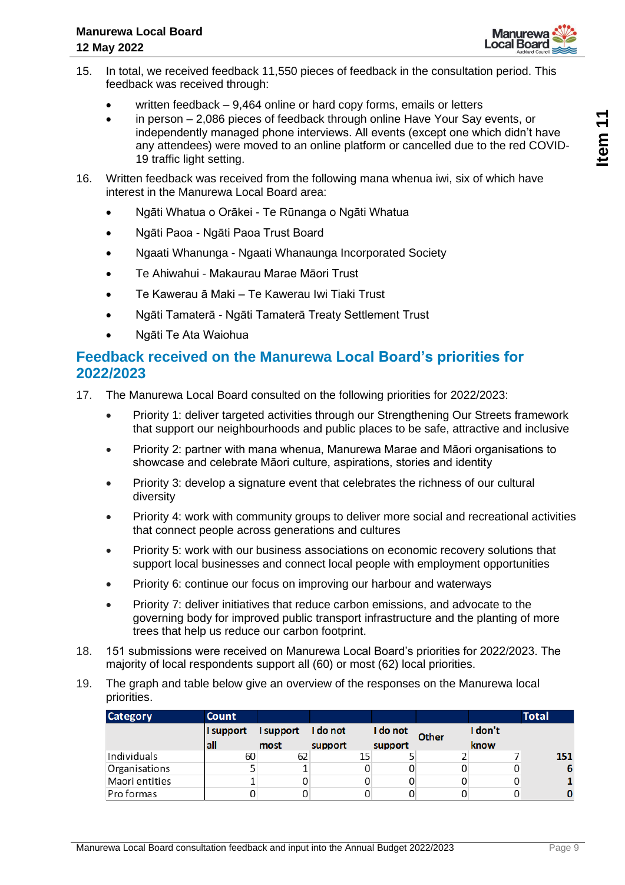15. In total, we received feedback 11,550 pieces of feedback in the consultation period. This feedback was received through:

    - written feedback – 9,464 online or hard copy forms, emails or letters
    - in person – 2,086 pieces of feedback through online Have Your Say events, or independently managed phone interviews. All events (except one which didn't have any attendees) were moved to an online platform or cancelled due to the red COVID-19 traffic light setting.

16. Written feedback was received from the following mana whenua iwi, six of which have interest in the Manurewa Local Board area:

    - Ngāti Whatua o Orākei - Te Rūnanga o Ngāti Whatua
    - Ngāti Paoa - Ngāti Paoa Trust Board
    - Ngaati Whanunga - Ngaati Whanaunga Incorporated Society
    - Te Ahiwahui - Makaurau Marae Māori Trust
    - Te Kawerau ā Maki – Te Kawerau Iwi Tiaki Trust
    - Ngāti Tamaterā - Ngāti Tamaterā Treaty Settlement Trust
    - Ngāti Te Ata Waiohua

## Feedback received on the Manurewa Local Board's priorities for 2022/2023

17. The Manurewa Local Board consulted on the following priorities for 2022/2023:

    - Priority 1: deliver targeted activities through our Strengthening Our Streets framework that support our neighbourhoods and public places to be safe, attractive and inclusive
    - Priority 2: partner with mana whenua, Manurewa Marae and Māori organisations to showcase and celebrate Māori culture, aspirations, stories and identity
    - Priority 3: develop a signature event that celebrates the richness of our cultural diversity
    - Priority 4: work with community groups to deliver more social and recreational activities that connect people across generations and cultures
    - Priority 5: work with our business associations on economic recovery solutions that support local businesses and connect local people with employment opportunities
    - Priority 6: continue our focus on improving our harbour and waterways
    - Priority 7: deliver initiatives that reduce carbon emissions, and advocate to the governing body for improved public transport infrastructure and the planting of more trees that help us reduce our carbon footprint.

18. 151 submissions were received on Manurewa Local Board's priorities for 2022/2023. The majority of local respondents support all (60) or most (62) local priorities.

19. The graph and table below give an overview of the responses on the Manurewa local priorities.

| Category | Count | | | | | | Total |
|---|---|---|---|---|---|---|---|
| | I support all | I support most | I do not support | I do not support | Other | I don't know | |
| Individuals | 60 | 62 | 15 | 5 | 2 | 7 | **151** |
| Organisations | 5 | 1 | 0 | 0 | 0 | 0 | **6** |
| Maori entities | 1 | 0 | 0 | 0 | 0 | 0 | **1** |
| Pro formas | 0 | 0 | 0 | 0 | 0 | 0 | **0** |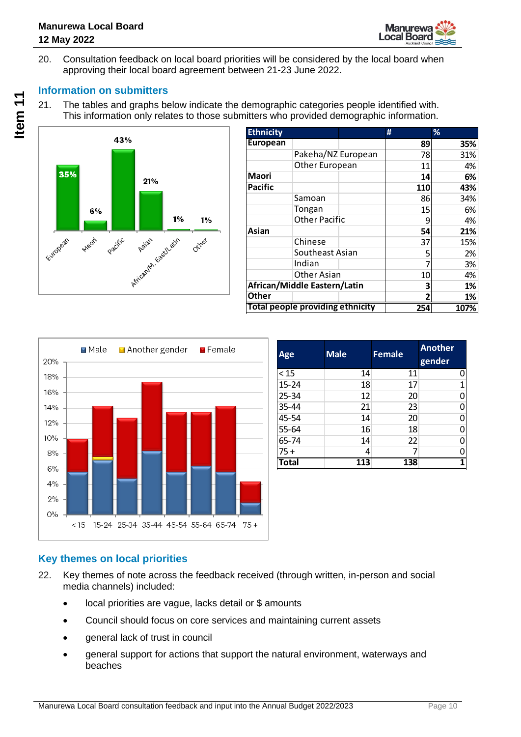20. Consultation feedback on local board priorities will be considered by the local board when approving their local board agreement between 21-23 June 2022.

### Information on submitters

21. The tables and graphs below indicate the demographic categories people identified with. This information only relates to those submitters who provided demographic information.

| Ethnicity | | # | % |
|---|---|---|---|
| **European** | | **89** | **35%** |
| | Pakeha/NZ European | 78 | 31% |
| | Other European | 11 | 4% |
| **Maori** | | **14** | **6%** |
| **Pacific** | | **110** | **43%** |
| | Samoan | 86 | 34% |
| | Tongan | 15 | 6% |
| | Other Pacific | 9 | 4% |
| **Asian** | | **54** | **21%** |
| | Chinese | 37 | 15% |
| | Southeast Asian | 5 | 2% |
| | Indian | 7 | 3% |
| | Other Asian | 10 | 4% |
| **African/Middle Eastern/Latin** | | **3** | **1%** |
| **Other** | | **2** | **1%** |
| **Total people providing ethnicity** | | **254** | **107%** |

| Age | Male | Female | Another gender |
|---|---|---|---|
| < 15 | 14 | 11 | 0 |
| 15-24 | 18 | 17 | 1 |
| 25-34 | 12 | 20 | 0 |
| 35-44 | 21 | 23 | 0 |
| 45-54 | 14 | 20 | 0 |
| 55-64 | 16 | 18 | 0 |
| 65-74 | 14 | 22 | 0 |
| 75 + | 4 | 7 | 0 |
| **Total** | **113** | **138** | **1** |

### Key themes on local priorities

22. Key themes of note across the feedback received (through written, in-person and social media channels) included:

- local priorities are vague, lacks detail or $ amounts
- Council should focus on core services and maintaining current assets
- general lack of trust in council
- general support for actions that support the natural environment, waterways and beaches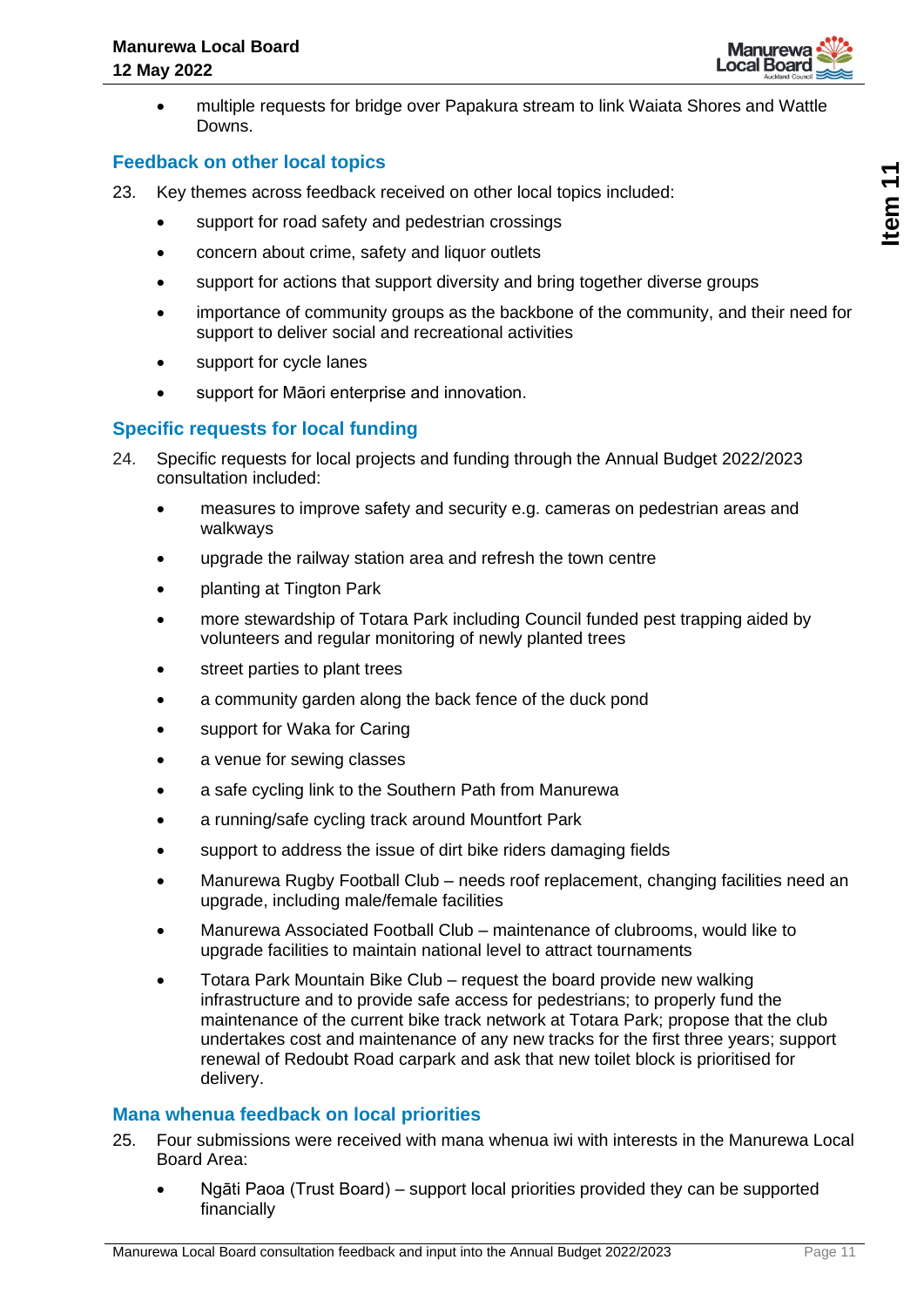- multiple requests for bridge over Papakura stream to link Waiata Shores and Wattle Downs.

## Feedback on other local topics

23. Key themes across feedback received on other local topics included:

    - support for road safety and pedestrian crossings
    - concern about crime, safety and liquor outlets
    - support for actions that support diversity and bring together diverse groups
    - importance of community groups as the backbone of the community, and their need for support to deliver social and recreational activities
    - support for cycle lanes
    - support for Māori enterprise and innovation.

## Specific requests for local funding

24. Specific requests for local projects and funding through the Annual Budget 2022/2023 consultation included:

    - measures to improve safety and security e.g. cameras on pedestrian areas and walkways
    - upgrade the railway station area and refresh the town centre
    - planting at Tington Park
    - more stewardship of Totara Park including Council funded pest trapping aided by volunteers and regular monitoring of newly planted trees
    - street parties to plant trees
    - a community garden along the back fence of the duck pond
    - support for Waka for Caring
    - a venue for sewing classes
    - a safe cycling link to the Southern Path from Manurewa
    - a running/safe cycling track around Mountfort Park
    - support to address the issue of dirt bike riders damaging fields
    - Manurewa Rugby Football Club – needs roof replacement, changing facilities need an upgrade, including male/female facilities
    - Manurewa Associated Football Club – maintenance of clubrooms, would like to upgrade facilities to maintain national level to attract tournaments
    - Totara Park Mountain Bike Club – request the board provide new walking infrastructure and to provide safe access for pedestrians; to properly fund the maintenance of the current bike track network at Totara Park; propose that the club undertakes cost and maintenance of any new tracks for the first three years; support renewal of Redoubt Road carpark and ask that new toilet block is prioritised for delivery.

## Mana whenua feedback on local priorities

25. Four submissions were received with mana whenua iwi with interests in the Manurewa Local Board Area:

    - Ngāti Paoa (Trust Board) – support local priorities provided they can be supported financially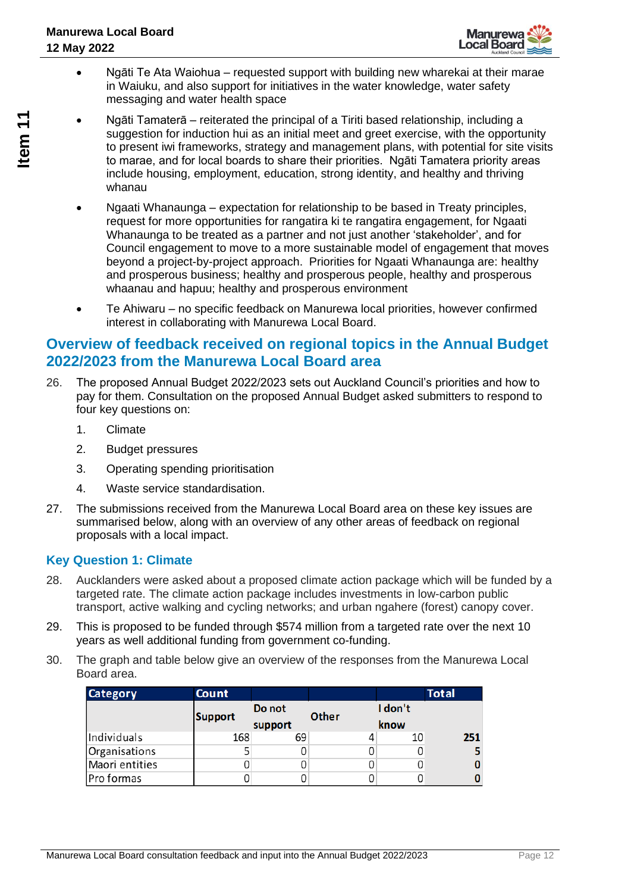- Ngāti Te Ata Waiohua – requested support with building new wharekai at their marae in Waiuku, and also support for initiatives in the water knowledge, water safety messaging and water health space
- Ngāti Tamaterā – reiterated the principal of a Tiriti based relationship, including a suggestion for induction hui as an initial meet and greet exercise, with the opportunity to present iwi frameworks, strategy and management plans, with potential for site visits to marae, and for local boards to share their priorities. Ngāti Tamatera priority areas include housing, employment, education, strong identity, and healthy and thriving whanau
- Ngaati Whanaunga – expectation for relationship to be based in Treaty principles, request for more opportunities for rangatira ki te rangatira engagement, for Ngaati Whanaunga to be treated as a partner and not just another 'stakeholder', and for Council engagement to move to a more sustainable model of engagement that moves beyond a project-by-project approach. Priorities for Ngaati Whanaunga are: healthy and prosperous business; healthy and prosperous people, healthy and prosperous whaanau and hapuu; healthy and prosperous environment
- Te Ahiwaru – no specific feedback on Manurewa local priorities, however confirmed interest in collaborating with Manurewa Local Board.

## Overview of feedback received on regional topics in the Annual Budget 2022/2023 from the Manurewa Local Board area

26. The proposed Annual Budget 2022/2023 sets out Auckland Council's priorities and how to pay for them. Consultation on the proposed Annual Budget asked submitters to respond to four key questions on:

    1. Climate
    2. Budget pressures
    3. Operating spending prioritisation
    4. Waste service standardisation.

27. The submissions received from the Manurewa Local Board area on these key issues are summarised below, along with an overview of any other areas of feedback on regional proposals with a local impact.

### Key Question 1: Climate

28. Aucklanders were asked about a proposed climate action package which will be funded by a targeted rate. The climate action package includes investments in low-carbon public transport, active walking and cycling networks; and urban ngahere (forest) canopy cover.

29. This is proposed to be funded through $574 million from a targeted rate over the next 10 years as well additional funding from government co-funding.

30. The graph and table below give an overview of the responses from the Manurewa Local Board area.

| Category | Count | | | | Total |
|---|---|---|---|---|---|
| | Support | Do not support | Other | I don't know | |
| Individuals | 168 | 69 | 4 | 10 | **251** |
| Organisations | 5 | 0 | 0 | 0 | **5** |
| Maori entities | 0 | 0 | 0 | 0 | **0** |
| Pro formas | 0 | 0 | 0 | 0 | **0** |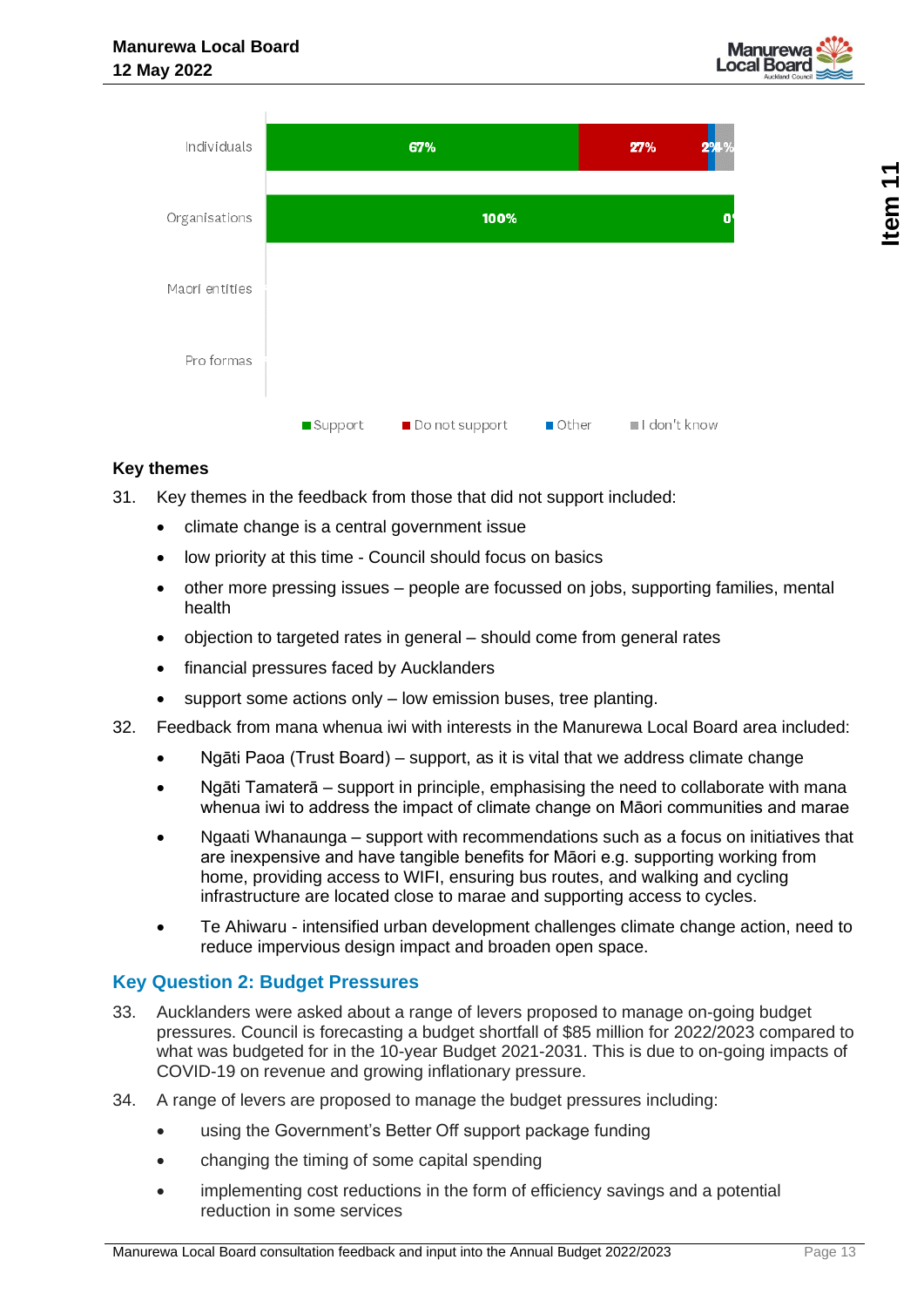| | Support | Do not support | Other | I don't know |
|---|---|---|---|---|
| Individuals | 67% | 27% | 2% | 4% |
| Organisations | 100% | 0% | | |
| Maori entities | | | | |
| Pro formas | | | | |

### Key themes

31. Key themes in the feedback from those that did not support included:
    - climate change is a central government issue
    - low priority at this time - Council should focus on basics
    - other more pressing issues – people are focussed on jobs, supporting families, mental health
    - objection to targeted rates in general – should come from general rates
    - financial pressures faced by Aucklanders
    - support some actions only – low emission buses, tree planting.

32. Feedback from mana whenua iwi with interests in the Manurewa Local Board area included:
    - Ngāti Paoa (Trust Board) – support, as it is vital that we address climate change
    - Ngāti Tamaterā – support in principle, emphasising the need to collaborate with mana whenua iwi to address the impact of climate change on Māori communities and marae
    - Ngaati Whanaunga – support with recommendations such as a focus on initiatives that are inexpensive and have tangible benefits for Māori e.g. supporting working from home, providing access to WIFI, ensuring bus routes, and walking and cycling infrastructure are located close to marae and supporting access to cycles.
    - Te Ahiwaru - intensified urban development challenges climate change action, need to reduce impervious design impact and broaden open space.

## Key Question 2: Budget Pressures

33. Aucklanders were asked about a range of levers proposed to manage on-going budget pressures. Council is forecasting a budget shortfall of $85 million for 2022/2023 compared to what was budgeted for in the 10-year Budget 2021-2031. This is due to on-going impacts of COVID-19 on revenue and growing inflationary pressure.

34. A range of levers are proposed to manage the budget pressures including:
    - using the Government's Better Off support package funding
    - changing the timing of some capital spending
    - implementing cost reductions in the form of efficiency savings and a potential reduction in some services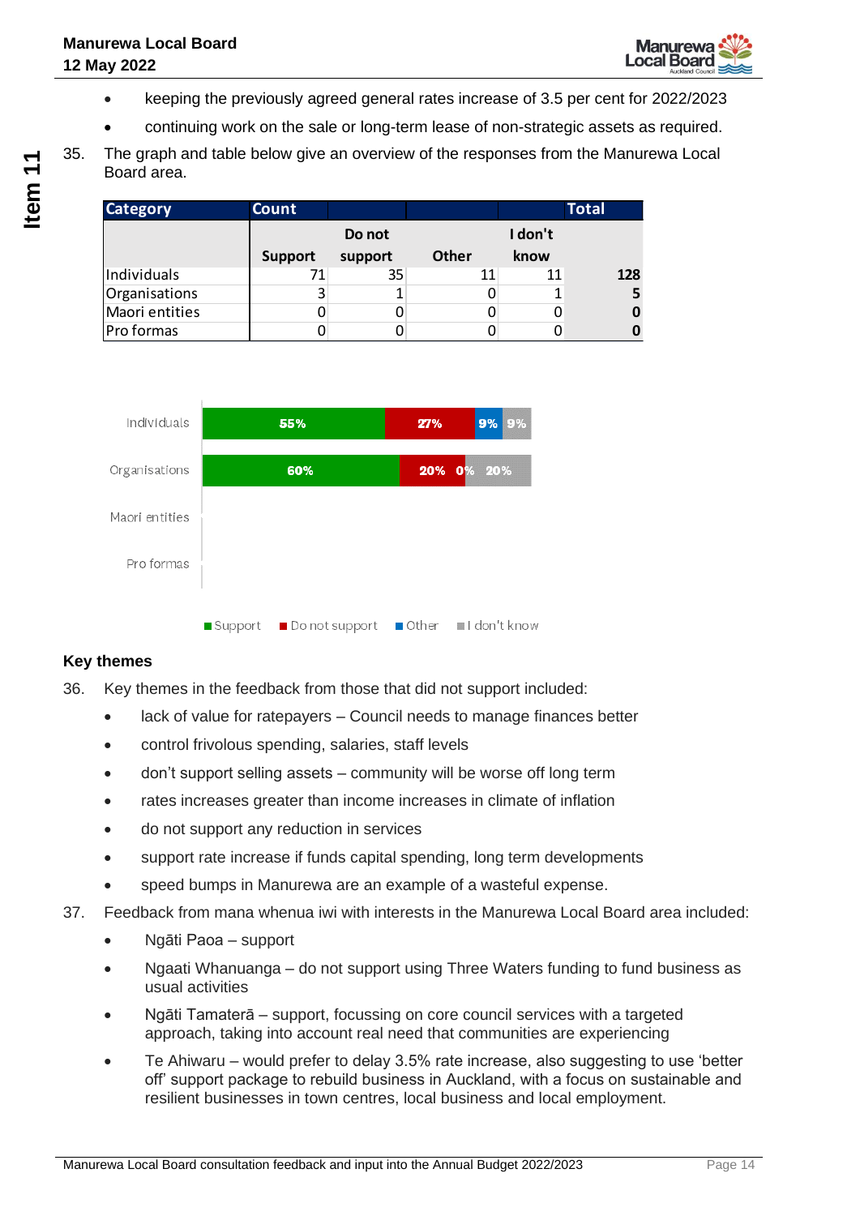- keeping the previously agreed general rates increase of 3.5 per cent for 2022/2023
- continuing work on the sale or long-term lease of non-strategic assets as required.

35. The graph and table below give an overview of the responses from the Manurewa Local Board area.

| Category | Count | | | | Total |
|---|---|---|---|---|---|
| | Support | Do not support | Other | I don't know | |
| Individuals | 71 | 35 | 11 | 11 | **128** |
| Organisations | 3 | 1 | 0 | 1 | **5** |
| Maori entities | 0 | 0 | 0 | 0 | **0** |
| Pro formas | 0 | 0 | 0 | 0 | **0** |

| | Support | Do not support | Other | I don't know |
|---|---|---|---|---|
| Individuals | 55% | 27% | 9% | 9% |
| Organisations | 60% | 20% | 0% | 20% |
| Maori entities | | | | |
| Pro formas | | | | |

### Key themes

36. Key themes in the feedback from those that did not support included:
    - lack of value for ratepayers – Council needs to manage finances better
    - control frivolous spending, salaries, staff levels
    - don't support selling assets – community will be worse off long term
    - rates increases greater than income increases in climate of inflation
    - do not support any reduction in services
    - support rate increase if funds capital spending, long term developments
    - speed bumps in Manurewa are an example of a wasteful expense.

37. Feedback from mana whenua iwi with interests in the Manurewa Local Board area included:
    - Ngāti Paoa – support
    - Ngaati Whanuanga – do not support using Three Waters funding to fund business as usual activities
    - Ngāti Tamaterā – support, focussing on core council services with a targeted approach, taking into account real need that communities are experiencing
    - Te Ahiwaru – would prefer to delay 3.5% rate increase, also suggesting to use 'better off' support package to rebuild business in Auckland, with a focus on sustainable and resilient businesses in town centres, local business and local employment.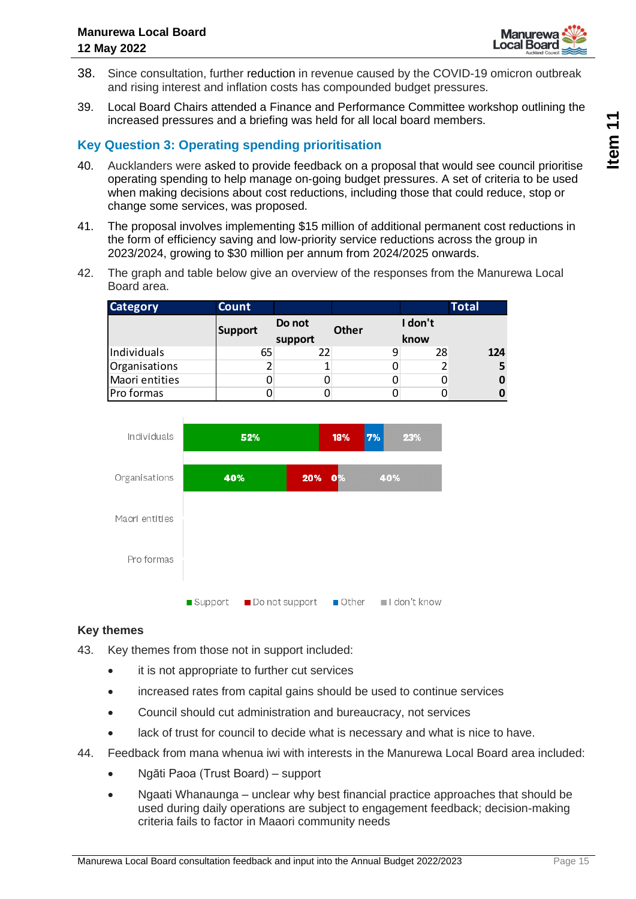38. Since consultation, further reduction in revenue caused by the COVID-19 omicron outbreak and rising interest and inflation costs has compounded budget pressures.

39. Local Board Chairs attended a Finance and Performance Committee workshop outlining the increased pressures and a briefing was held for all local board members.

## Key Question 3: Operating spending prioritisation

40. Aucklanders were asked to provide feedback on a proposal that would see council prioritise operating spending to help manage on-going budget pressures. A set of criteria to be used when making decisions about cost reductions, including those that could reduce, stop or change some services, was proposed.

41. The proposal involves implementing $15 million of additional permanent cost reductions in the form of efficiency saving and low-priority service reductions across the group in 2023/2024, growing to $30 million per annum from 2024/2025 onwards.

42. The graph and table below give an overview of the responses from the Manurewa Local Board area.

| Category | Count | | | | Total |
|---|---|---|---|---|---|
| | Support | Do not support | Other | I don't know | |
| Individuals | 65 | 22 | 9 | 28 | **124** |
| Organisations | 2 | 1 | 0 | 2 | **5** |
| Maori entities | 0 | 0 | 0 | 0 | **0** |
| Pro formas | 0 | 0 | 0 | 0 | **0** |

| Category | Support | Do not support | Other | I don't know |
|---|---|---|---|---|
| Individuals | 52% | 18% | 7% | 23% |
| Organisations | 40% | 20% | 0% | 40% |
| Maori entities | | | | |
| Pro formas | | | | |

### Key themes

43. Key themes from those not in support included:
    - it is not appropriate to further cut services
    - increased rates from capital gains should be used to continue services
    - Council should cut administration and bureaucracy, not services
    - lack of trust for council to decide what is necessary and what is nice to have.

44. Feedback from mana whenua iwi with interests in the Manurewa Local Board area included:
    - Ngāti Paoa (Trust Board) – support
    - Ngaati Whanaunga – unclear why best financial practice approaches that should be used during daily operations are subject to engagement feedback; decision-making criteria fails to factor in Maaori community needs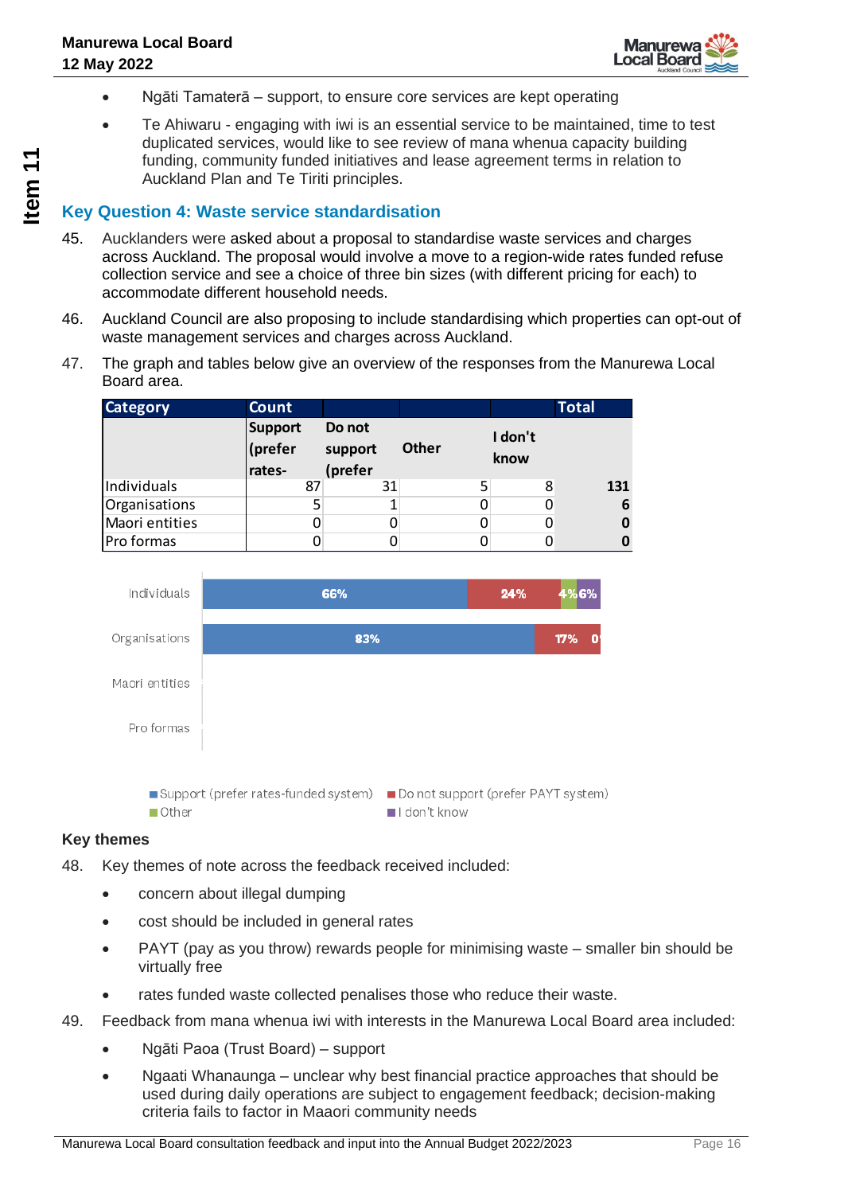- Ngāti Tamaterā – support, to ensure core services are kept operating
- Te Ahiwaru - engaging with iwi is an essential service to be maintained, time to test duplicated services, would like to see review of mana whenua capacity building funding, community funded initiatives and lease agreement terms in relation to Auckland Plan and Te Tiriti principles.

## Key Question 4: Waste service standardisation

45. Aucklanders were asked about a proposal to standardise waste services and charges across Auckland. The proposal would involve a move to a region-wide rates funded refuse collection service and see a choice of three bin sizes (with different pricing for each) to accommodate different household needs.

46. Auckland Council are also proposing to include standardising which properties can opt-out of waste management services and charges across Auckland.

47. The graph and tables below give an overview of the responses from the Manurewa Local Board area.

| Category | Count | | | | Total |
|---|---|---|---|---|---|
| | Support (prefer rates- | Do not support (prefer | Other | I don't know | |
| Individuals | 87 | 31 | 5 | 8 | **131** |
| Organisations | 5 | 1 | 0 | 0 | **6** |
| Maori entities | 0 | 0 | 0 | 0 | **0** |
| Pro formas | 0 | 0 | 0 | 0 | **0** |

| Category | Support (prefer rates-funded system) | Do not support (prefer PAYT system) | Other | I don't know |
|---|---|---|---|---|
| Individuals | 66% | 24% | 4% | 6% |
| Organisations | 83% | 17% | 0% | |
| Maori entities | | | | |
| Pro formas | | | | |

### Key themes

48. Key themes of note across the feedback received included:
    - concern about illegal dumping
    - cost should be included in general rates
    - PAYT (pay as you throw) rewards people for minimising waste – smaller bin should be virtually free
    - rates funded waste collected penalises those who reduce their waste.

49. Feedback from mana whenua iwi with interests in the Manurewa Local Board area included:
    - Ngāti Paoa (Trust Board) – support
    - Ngaati Whanaunga – unclear why best financial practice approaches that should be used during daily operations are subject to engagement feedback; decision-making criteria fails to factor in Maaori community needs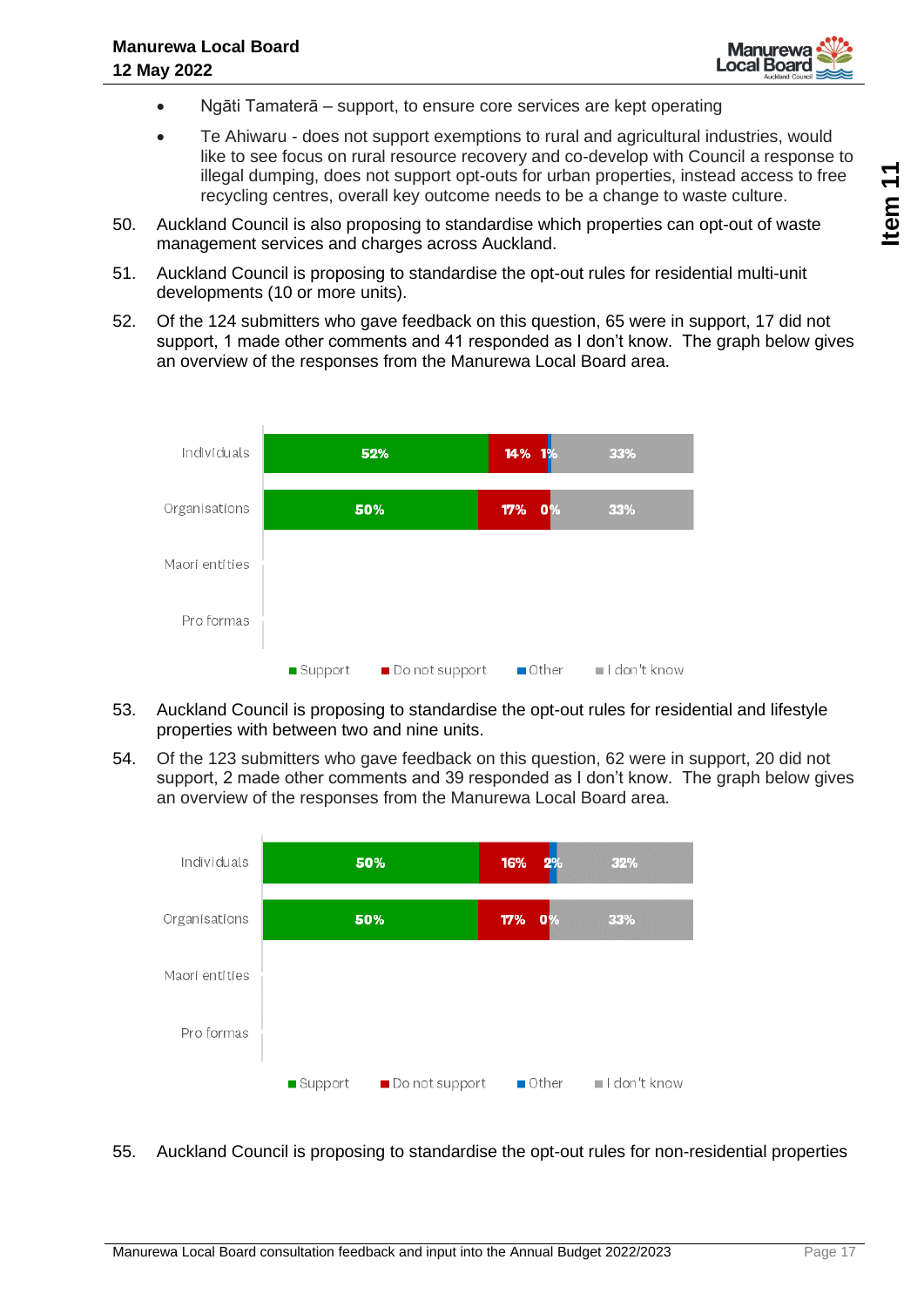- Ngāti Tamaterā – support, to ensure core services are kept operating
- Te Ahiwaru - does not support exemptions to rural and agricultural industries, would like to see focus on rural resource recovery and co-develop with Council a response to illegal dumping, does not support opt-outs for urban properties, instead access to free recycling centres, overall key outcome needs to be a change to waste culture.

50. Auckland Council is also proposing to standardise which properties can opt-out of waste management services and charges across Auckland.

51. Auckland Council is proposing to standardise the opt-out rules for residential multi-unit developments (10 or more units).

52. Of the 124 submitters who gave feedback on this question, 65 were in support, 17 did not support, 1 made other comments and 41 responded as I don't know. The graph below gives an overview of the responses from the Manurewa Local Board area.

| | Support | Do not support | Other | I don't know |
|---|---|---|---|---|
| Individuals | 52% | 14% | 1% | 33% |
| Organisations | 50% | 17% | 0% | 33% |
| Maori entities | | | | |
| Pro formas | | | | |

53. Auckland Council is proposing to standardise the opt-out rules for residential and lifestyle properties with between two and nine units.

54. Of the 123 submitters who gave feedback on this question, 62 were in support, 20 did not support, 2 made other comments and 39 responded as I don't know. The graph below gives an overview of the responses from the Manurewa Local Board area.

| | Support | Do not support | Other | I don't know |
|---|---|---|---|---|
| Individuals | 50% | 16% | 2% | 32% |
| Organisations | 50% | 17% | 0% | 33% |
| Maori entities | | | | |
| Pro formas | | | | |

55. Auckland Council is proposing to standardise the opt-out rules for non-residential properties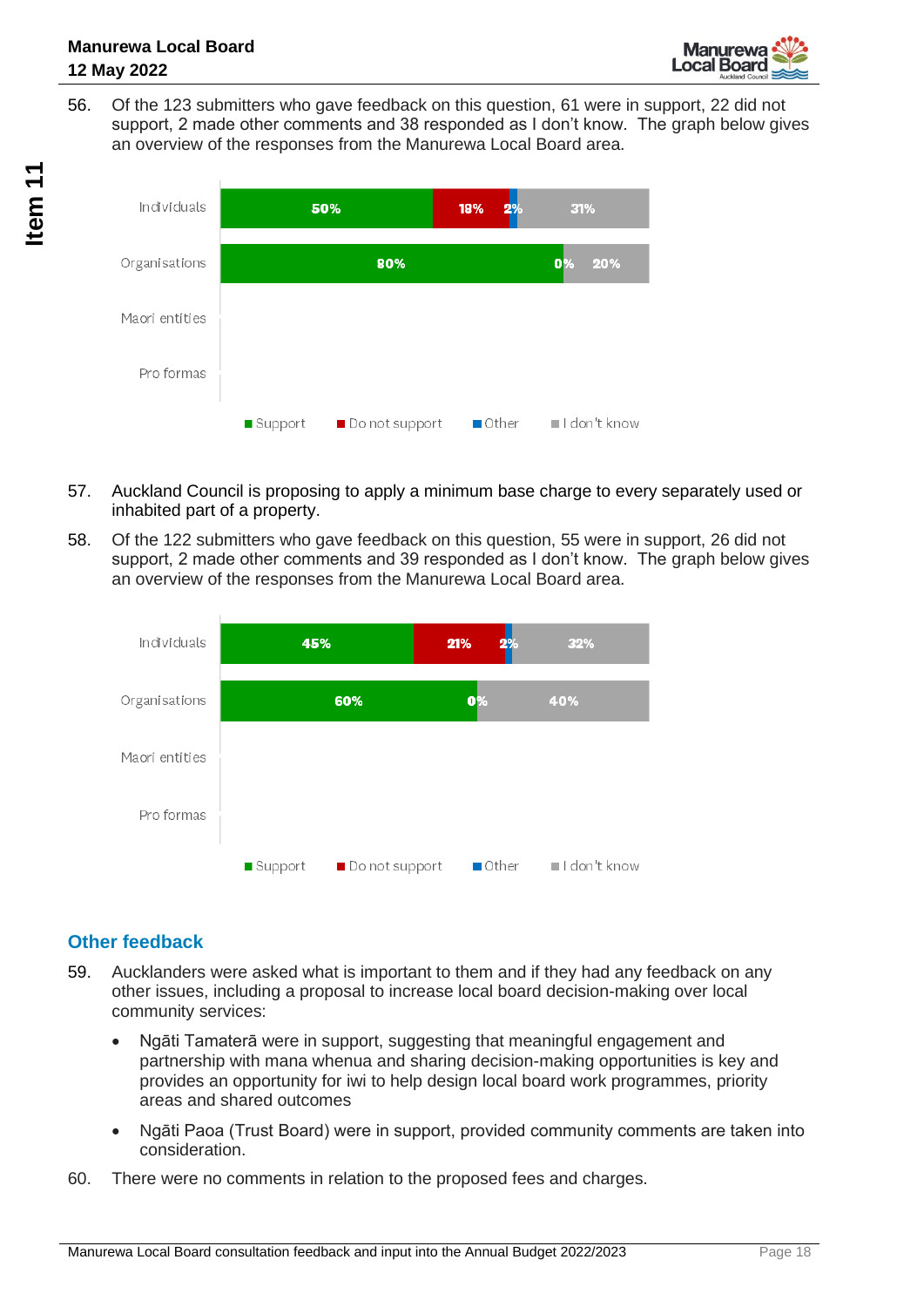56. Of the 123 submitters who gave feedback on this question, 61 were in support, 22 did not support, 2 made other comments and 38 responded as I don't know. The graph below gives an overview of the responses from the Manurewa Local Board area.

| | Support | Do not support | Other | I don't know |
|---|---|---|---|---|
| Individuals | 50% | 18% | 2% | 31% |
| Organisations | 80% | | 0% | 20% |
| Maori entities | | | | |
| Pro formas | | | | |

57. Auckland Council is proposing to apply a minimum base charge to every separately used or inhabited part of a property.

58. Of the 122 submitters who gave feedback on this question, 55 were in support, 26 did not support, 2 made other comments and 39 responded as I don't know. The graph below gives an overview of the responses from the Manurewa Local Board area.

| | Support | Do not support | Other | I don't know |
|---|---|---|---|---|
| Individuals | 45% | 21% | 2% | 32% |
| Organisations | 60% | | 0% | 40% |
| Maori entities | | | | |
| Pro formas | | | | |

## Other feedback

59. Aucklanders were asked what is important to them and if they had any feedback on any other issues, including a proposal to increase local board decision-making over local community services:

    - Ngāti Tamaterā were in support, suggesting that meaningful engagement and partnership with mana whenua and sharing decision-making opportunities is key and provides an opportunity for iwi to help design local board work programmes, priority areas and shared outcomes
    - Ngāti Paoa (Trust Board) were in support, provided community comments are taken into consideration.

60. There were no comments in relation to the proposed fees and charges.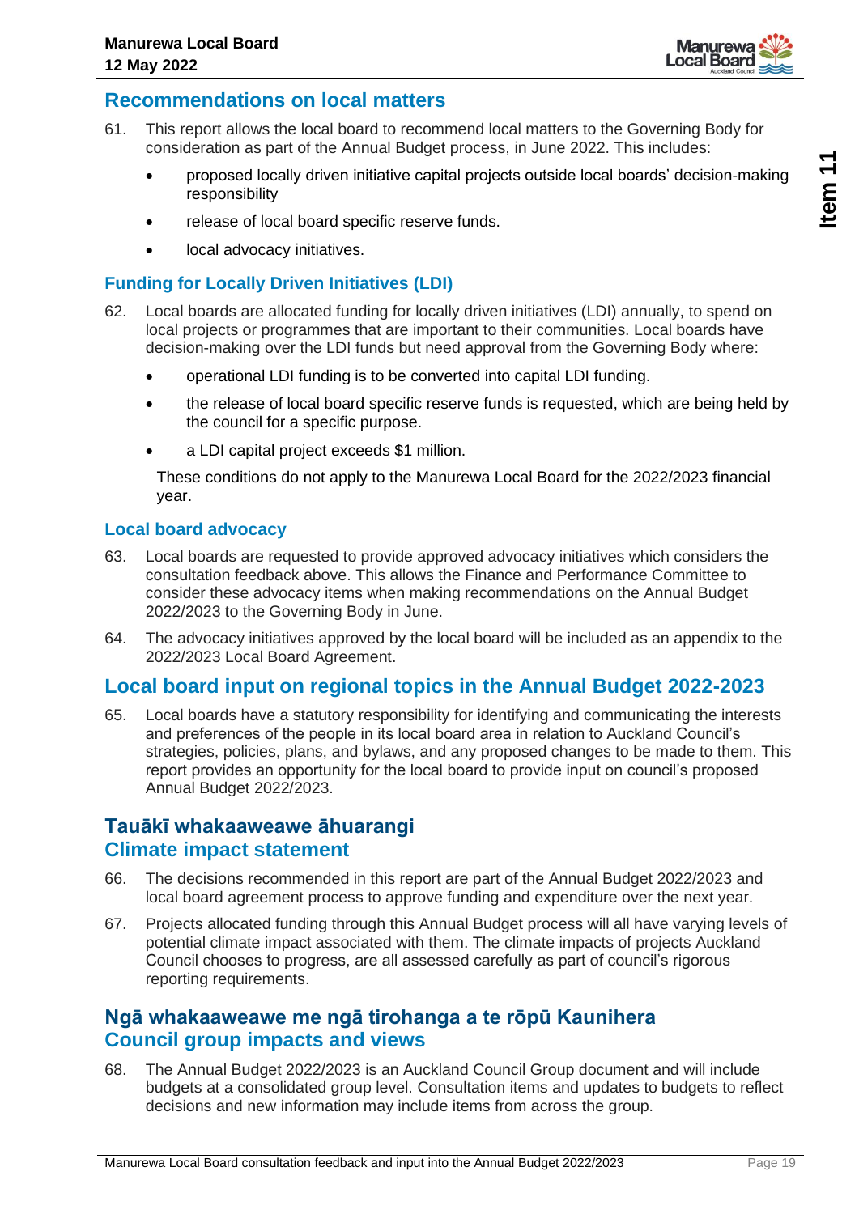## Recommendations on local matters

61. This report allows the local board to recommend local matters to the Governing Body for consideration as part of the Annual Budget process, in June 2022. This includes:
    - proposed locally driven initiative capital projects outside local boards' decision-making responsibility
    - release of local board specific reserve funds.
    - local advocacy initiatives.

### Funding for Locally Driven Initiatives (LDI)

62. Local boards are allocated funding for locally driven initiatives (LDI) annually, to spend on local projects or programmes that are important to their communities. Local boards have decision-making over the LDI funds but need approval from the Governing Body where:
    - operational LDI funding is to be converted into capital LDI funding.
    - the release of local board specific reserve funds is requested, which are being held by the council for a specific purpose.
    - a LDI capital project exceeds $1 million.

    These conditions do not apply to the Manurewa Local Board for the 2022/2023 financial year.

### Local board advocacy

63. Local boards are requested to provide approved advocacy initiatives which considers the consultation feedback above. This allows the Finance and Performance Committee to consider these advocacy items when making recommendations on the Annual Budget 2022/2023 to the Governing Body in June.
64. The advocacy initiatives approved by the local board will be included as an appendix to the 2022/2023 Local Board Agreement.

## Local board input on regional topics in the Annual Budget 2022-2023

65. Local boards have a statutory responsibility for identifying and communicating the interests and preferences of the people in its local board area in relation to Auckland Council's strategies, policies, plans, and bylaws, and any proposed changes to be made to them. This report provides an opportunity for the local board to provide input on council's proposed Annual Budget 2022/2023.

## Tauākī whakaaweawe āhuarangi
## Climate impact statement

66. The decisions recommended in this report are part of the Annual Budget 2022/2023 and local board agreement process to approve funding and expenditure over the next year.
67. Projects allocated funding through this Annual Budget process will all have varying levels of potential climate impact associated with them. The climate impacts of projects Auckland Council chooses to progress, are all assessed carefully as part of council's rigorous reporting requirements.

## Ngā whakaaweawe me ngā tirohanga a te rōpū Kaunihera
## Council group impacts and views

68. The Annual Budget 2022/2023 is an Auckland Council Group document and will include budgets at a consolidated group level. Consultation items and updates to budgets to reflect decisions and new information may include items from across the group.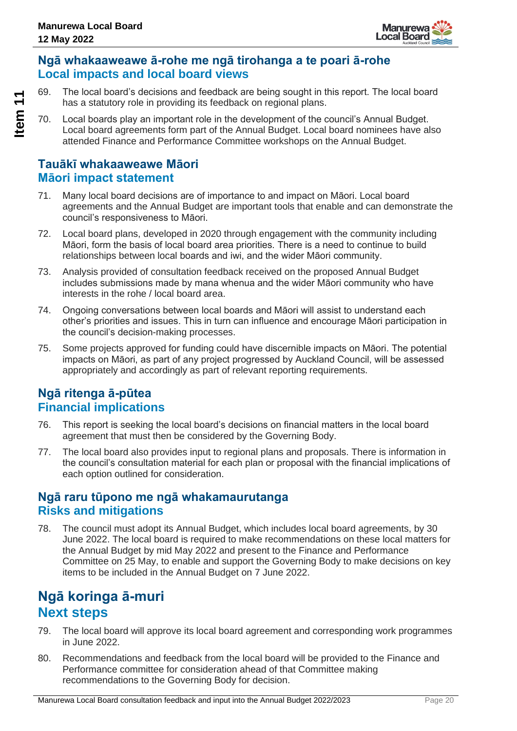## Ngā whakaaweawe ā-rohe me ngā tirohanga a te poari ā-rohe
## Local impacts and local board views

69. The local board's decisions and feedback are being sought in this report. The local board has a statutory role in providing its feedback on regional plans.

70. Local boards play an important role in the development of the council's Annual Budget. Local board agreements form part of the Annual Budget. Local board nominees have also attended Finance and Performance Committee workshops on the Annual Budget.

## Tauākī whakaaweawe Māori
## Māori impact statement

71. Many local board decisions are of importance to and impact on Māori. Local board agreements and the Annual Budget are important tools that enable and can demonstrate the council's responsiveness to Māori.

72. Local board plans, developed in 2020 through engagement with the community including Māori, form the basis of local board area priorities. There is a need to continue to build relationships between local boards and iwi, and the wider Māori community.

73. Analysis provided of consultation feedback received on the proposed Annual Budget includes submissions made by mana whenua and the wider Māori community who have interests in the rohe / local board area.

74. Ongoing conversations between local boards and Māori will assist to understand each other's priorities and issues. This in turn can influence and encourage Māori participation in the council's decision-making processes.

75. Some projects approved for funding could have discernible impacts on Māori. The potential impacts on Māori, as part of any project progressed by Auckland Council, will be assessed appropriately and accordingly as part of relevant reporting requirements.

## Ngā ritenga ā-pūtea
## Financial implications

76. This report is seeking the local board's decisions on financial matters in the local board agreement that must then be considered by the Governing Body.

77. The local board also provides input to regional plans and proposals. There is information in the council's consultation material for each plan or proposal with the financial implications of each option outlined for consideration.

## Ngā raru tūpono me ngā whakamaurutanga
## Risks and mitigations

78. The council must adopt its Annual Budget, which includes local board agreements, by 30 June 2022. The local board is required to make recommendations on these local matters for the Annual Budget by mid May 2022 and present to the Finance and Performance Committee on 25 May, to enable and support the Governing Body to make decisions on key items to be included in the Annual Budget on 7 June 2022.

# Ngā koringa ā-muri
# Next steps

79. The local board will approve its local board agreement and corresponding work programmes in June 2022.

80. Recommendations and feedback from the local board will be provided to the Finance and Performance committee for consideration ahead of that Committee making recommendations to the Governing Body for decision.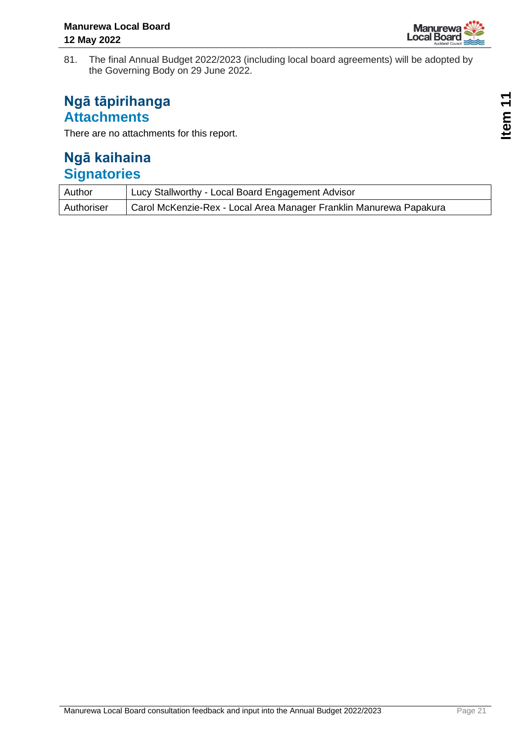81. The final Annual Budget 2022/2023 (including local board agreements) will be adopted by the Governing Body on 29 June 2022.

## Ngā tāpirihanga
## Attachments

There are no attachments for this report.

## Ngā kaihaina
## Signatories

| | |
|---|---|
| Author | Lucy Stallworthy - Local Board Engagement Advisor |
| Authoriser | Carol McKenzie-Rex - Local Area Manager Franklin Manurewa Papakura |